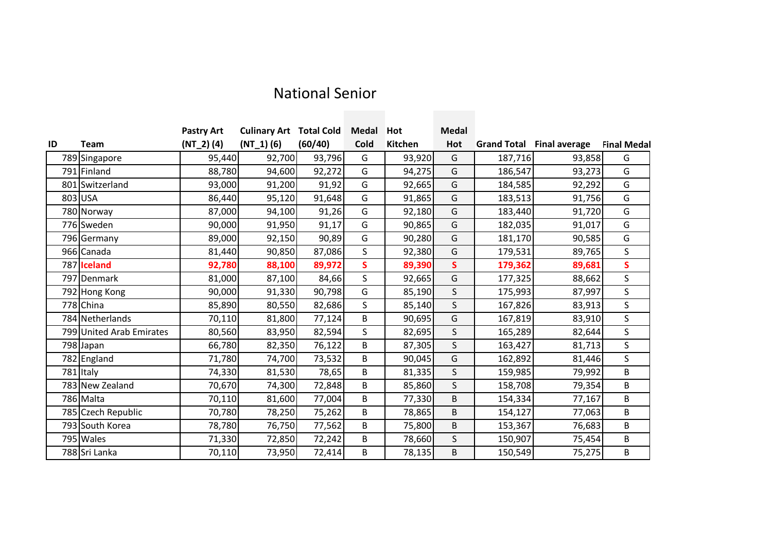# National Senior

| ID | Team | Pastry Art (NT_2) (4) | Culinary Art (NT_1) (6) | Total Cold (60/40) | Medal Cold | Hot Kitchen | Medal Hot | Grand Total | Final average | Final Medal |
|---|---|---|---|---|---|---|---|---|---|---|
| 789 | Singapore | 95,440 | 92,700 | 93,796 | G | 93,920 | G | 187,716 | 93,858 | G |
| 791 | Finland | 88,780 | 94,600 | 92,272 | G | 94,275 | G | 186,547 | 93,273 | G |
| 801 | Switzerland | 93,000 | 91,200 | 91,92 | G | 92,665 | G | 184,585 | 92,292 | G |
| 803 | USA | 86,440 | 95,120 | 91,648 | G | 91,865 | G | 183,513 | 91,756 | G |
| 780 | Norway | 87,000 | 94,100 | 91,26 | G | 92,180 | G | 183,440 | 91,720 | G |
| 776 | Sweden | 90,000 | 91,950 | 91,17 | G | 90,865 | G | 182,035 | 91,017 | G |
| 796 | Germany | 89,000 | 92,150 | 90,89 | G | 90,280 | G | 181,170 | 90,585 | G |
| 966 | Canada | 81,440 | 90,850 | 87,086 | S | 92,380 | G | 179,531 | 89,765 | S |
| **787** | **Iceland** | **92,780** | **88,100** | **89,972** | **S** | **89,390** | **S** | **179,362** | **89,681** | **S** |
| 797 | Denmark | 81,000 | 87,100 | 84,66 | S | 92,665 | G | 177,325 | 88,662 | S |
| 792 | Hong Kong | 90,000 | 91,330 | 90,798 | G | 85,190 | S | 175,993 | 87,997 | S |
| 778 | China | 85,890 | 80,550 | 82,686 | S | 85,140 | S | 167,826 | 83,913 | S |
| 784 | Netherlands | 70,110 | 81,800 | 77,124 | B | 90,695 | G | 167,819 | 83,910 | S |
| 799 | United Arab Emirates | 80,560 | 83,950 | 82,594 | S | 82,695 | S | 165,289 | 82,644 | S |
| 798 | Japan | 66,780 | 82,350 | 76,122 | B | 87,305 | S | 163,427 | 81,713 | S |
| 782 | England | 71,780 | 74,700 | 73,532 | B | 90,045 | G | 162,892 | 81,446 | S |
| 781 | Italy | 74,330 | 81,530 | 78,65 | B | 81,335 | S | 159,985 | 79,992 | B |
| 783 | New Zealand | 70,670 | 74,300 | 72,848 | B | 85,860 | S | 158,708 | 79,354 | B |
| 786 | Malta | 70,110 | 81,600 | 77,004 | B | 77,330 | B | 154,334 | 77,167 | B |
| 785 | Czech Republic | 70,780 | 78,250 | 75,262 | B | 78,865 | B | 154,127 | 77,063 | B |
| 793 | South Korea | 78,780 | 76,750 | 77,562 | B | 75,800 | B | 153,367 | 76,683 | B |
| 795 | Wales | 71,330 | 72,850 | 72,242 | B | 78,660 | S | 150,907 | 75,454 | B |
| 788 | Sri Lanka | 70,110 | 73,950 | 72,414 | B | 78,135 | B | 150,549 | 75,275 | B |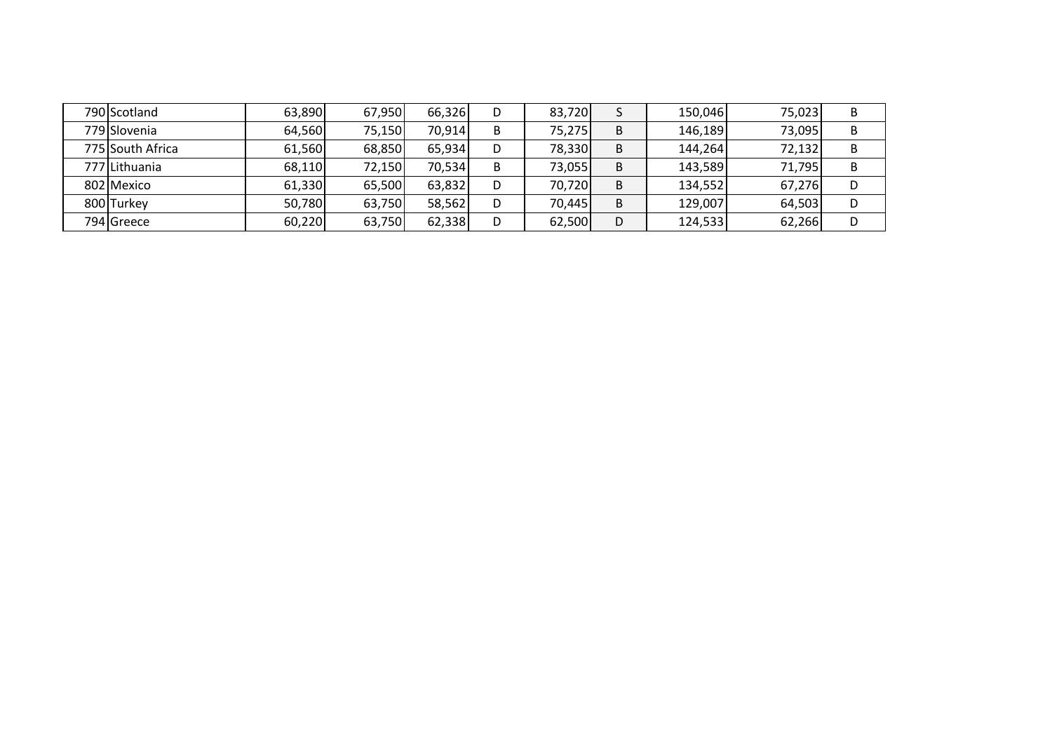| | | | | | | | | | | |
|---|---|---|---|---|---|---|---|---|---|---|
| 790 | Scotland | 63,890 | 67,950 | 66,326 | D | 83,720 | S | 150,046 | 75,023 | B |
| 779 | Slovenia | 64,560 | 75,150 | 70,914 | B | 75,275 | B | 146,189 | 73,095 | B |
| 775 | South Africa | 61,560 | 68,850 | 65,934 | D | 78,330 | B | 144,264 | 72,132 | B |
| 777 | Lithuania | 68,110 | 72,150 | 70,534 | B | 73,055 | B | 143,589 | 71,795 | B |
| 802 | Mexico | 61,330 | 65,500 | 63,832 | D | 70,720 | B | 134,552 | 67,276 | D |
| 800 | Turkey | 50,780 | 63,750 | 58,562 | D | 70,445 | B | 129,007 | 64,503 | D |
| 794 | Greece | 60,220 | 63,750 | 62,338 | D | 62,500 | D | 124,533 | 62,266 | D |